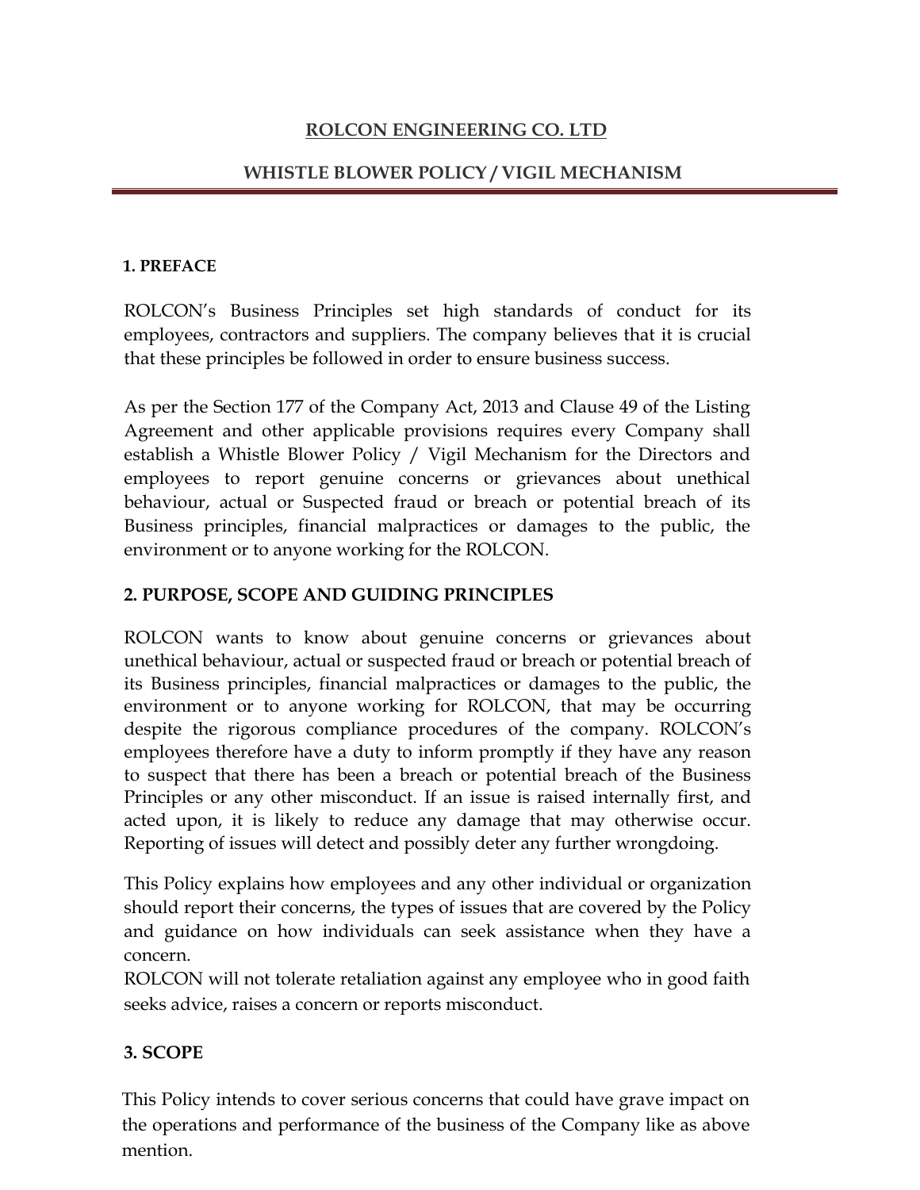# ROLCON ENGINEERING CO. LTD

## WHISTLE BLOWER POLICY / VIGIL MECHANISM

### 1. PREFACE

ROLCON's Business Principles set high standards of conduct for its employees, contractors and suppliers. The company believes that it is crucial that these principles be followed in order to ensure business success.

As per the Section 177 of the Company Act, 2013 and Clause 49 of the Listing Agreement and other applicable provisions requires every Company shall establish a Whistle Blower Policy / Vigil Mechanism for the Directors and employees to report genuine concerns or grievances about unethical behaviour, actual or Suspected fraud or breach or potential breach of its Business principles, financial malpractices or damages to the public, the environment or to anyone working for the ROLCON.

### 2. PURPOSE, SCOPE AND GUIDING PRINCIPLES

ROLCON wants to know about genuine concerns or grievances about unethical behaviour, actual or suspected fraud or breach or potential breach of its Business principles, financial malpractices or damages to the public, the environment or to anyone working for ROLCON, that may be occurring despite the rigorous compliance procedures of the company. ROLCON's employees therefore have a duty to inform promptly if they have any reason to suspect that there has been a breach or potential breach of the Business Principles or any other misconduct. If an issue is raised internally first, and acted upon, it is likely to reduce any damage that may otherwise occur. Reporting of issues will detect and possibly deter any further wrongdoing.

This Policy explains how employees and any other individual or organization should report their concerns, the types of issues that are covered by the Policy and guidance on how individuals can seek assistance when they have a concern.

ROLCON will not tolerate retaliation against any employee who in good faith seeks advice, raises a concern or reports misconduct.

### 3. SCOPE

This Policy intends to cover serious concerns that could have grave impact on the operations and performance of the business of the Company like as above mention.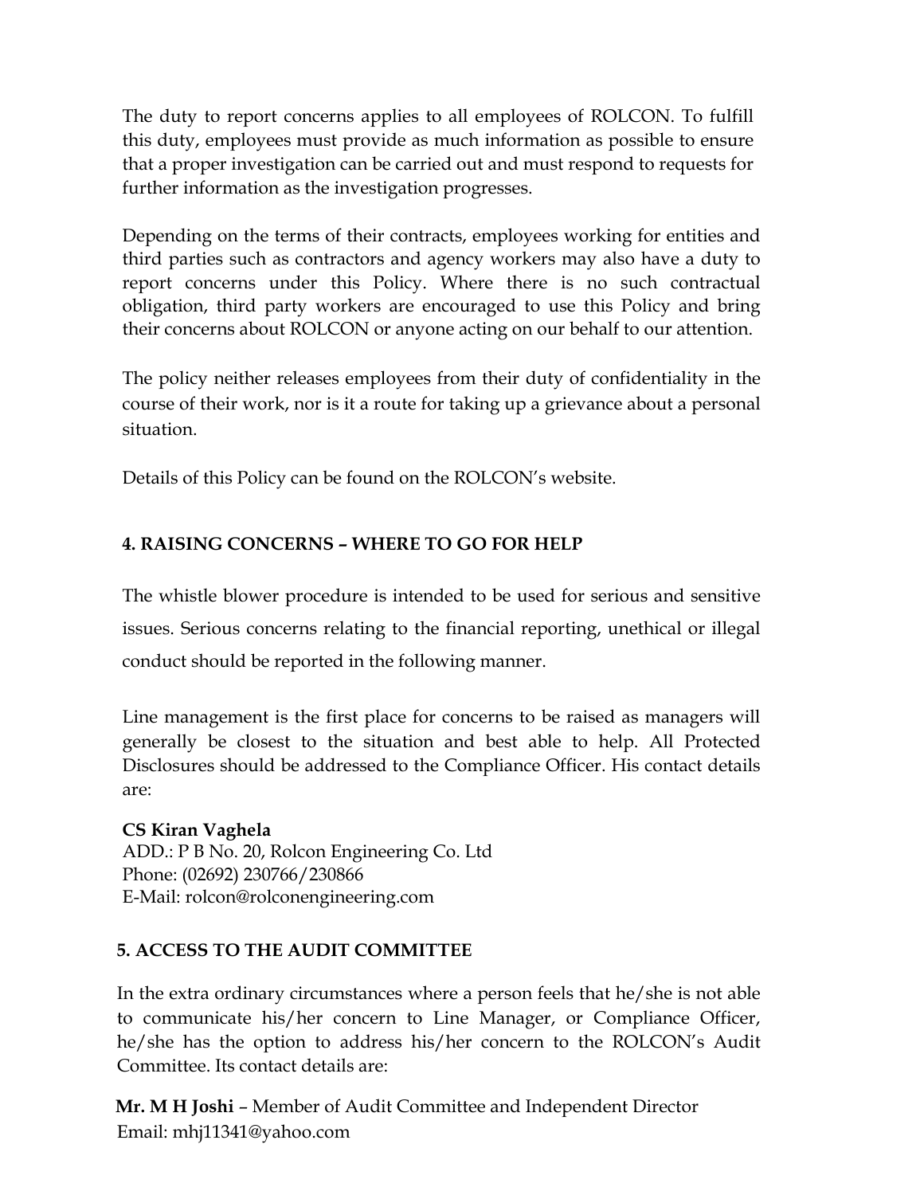The duty to report concerns applies to all employees of ROLCON. To fulfill this duty, employees must provide as much information as possible to ensure that a proper investigation can be carried out and must respond to requests for further information as the investigation progresses.

Depending on the terms of their contracts, employees working for entities and third parties such as contractors and agency workers may also have a duty to report concerns under this Policy. Where there is no such contractual obligation, third party workers are encouraged to use this Policy and bring their concerns about ROLCON or anyone acting on our behalf to our attention.

The policy neither releases employees from their duty of confidentiality in the course of their work, nor is it a route for taking up a grievance about a personal situation.

Details of this Policy can be found on the ROLCON's website.

## 4. RAISING CONCERNS – WHERE TO GO FOR HELP

The whistle blower procedure is intended to be used for serious and sensitive issues. Serious concerns relating to the financial reporting, unethical or illegal conduct should be reported in the following manner.

Line management is the first place for concerns to be raised as managers will generally be closest to the situation and best able to help. All Protected Disclosures should be addressed to the Compliance Officer. His contact details are:

**CS Kiran Vaghela**
ADD.: P B No. 20, Rolcon Engineering Co. Ltd
Phone: (02692) 230766/230866
E-Mail: rolcon@rolconengineering.com

## 5. ACCESS TO THE AUDIT COMMITTEE

In the extra ordinary circumstances where a person feels that he/she is not able to communicate his/her concern to Line Manager, or Compliance Officer, he/she has the option to address his/her concern to the ROLCON's Audit Committee. Its contact details are:

**Mr. M H Joshi** – Member of Audit Committee and Independent Director
Email: mhj11341@yahoo.com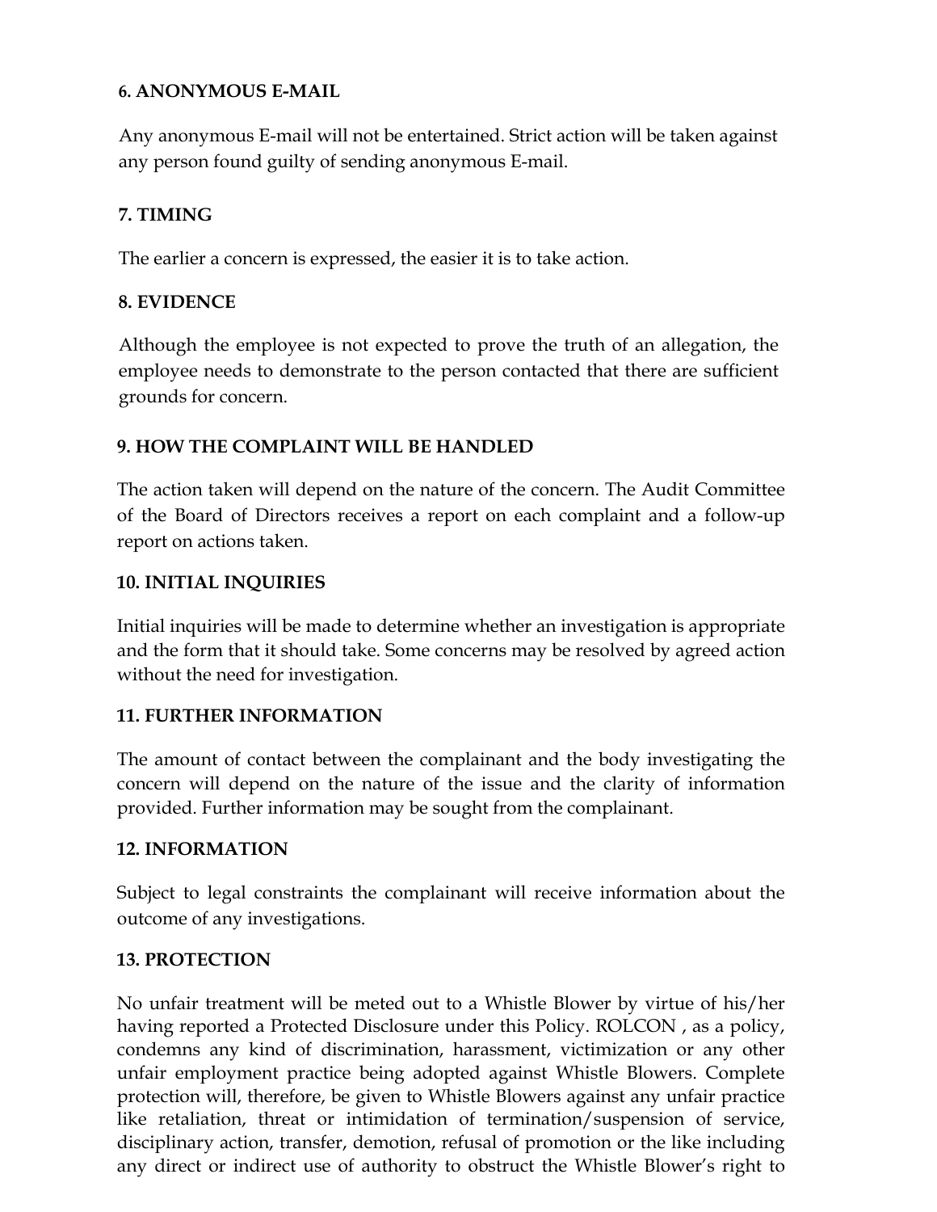**6. ANONYMOUS E-MAIL**

Any anonymous E-mail will not be entertained. Strict action will be taken against any person found guilty of sending anonymous E-mail.

**7. TIMING**

The earlier a concern is expressed, the easier it is to take action.

**8. EVIDENCE**

Although the employee is not expected to prove the truth of an allegation, the employee needs to demonstrate to the person contacted that there are sufficient grounds for concern.

**9. HOW THE COMPLAINT WILL BE HANDLED**

The action taken will depend on the nature of the concern. The Audit Committee of the Board of Directors receives a report on each complaint and a follow-up report on actions taken.

**10. INITIAL INQUIRIES**

Initial inquiries will be made to determine whether an investigation is appropriate and the form that it should take. Some concerns may be resolved by agreed action without the need for investigation.

**11. FURTHER INFORMATION**

The amount of contact between the complainant and the body investigating the concern will depend on the nature of the issue and the clarity of information provided. Further information may be sought from the complainant.

**12. INFORMATION**

Subject to legal constraints the complainant will receive information about the outcome of any investigations.

**13. PROTECTION**

No unfair treatment will be meted out to a Whistle Blower by virtue of his/her having reported a Protected Disclosure under this Policy. ROLCON , as a policy, condemns any kind of discrimination, harassment, victimization or any other unfair employment practice being adopted against Whistle Blowers. Complete protection will, therefore, be given to Whistle Blowers against any unfair practice like retaliation, threat or intimidation of termination/suspension of service, disciplinary action, transfer, demotion, refusal of promotion or the like including any direct or indirect use of authority to obstruct the Whistle Blower's right to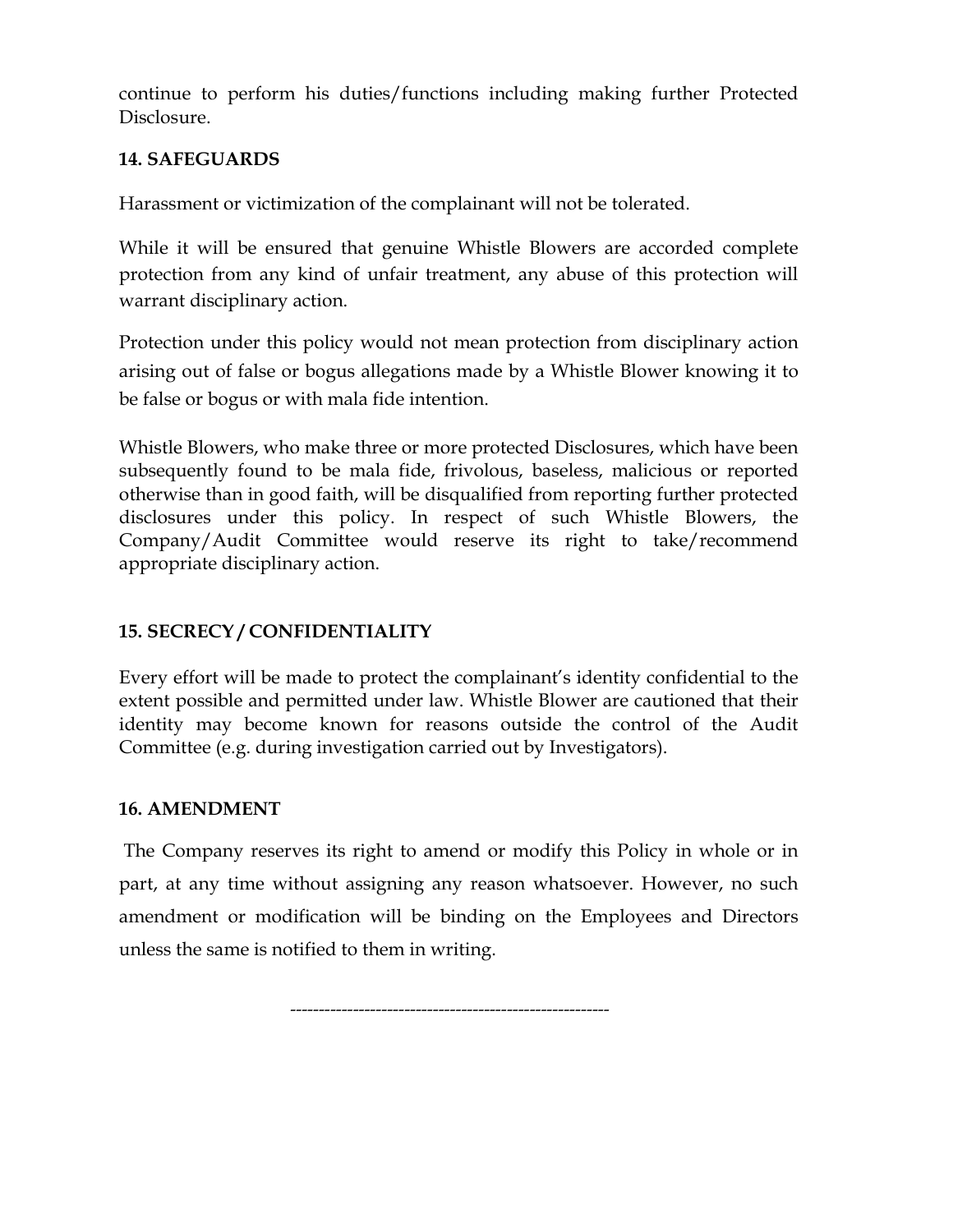continue to perform his duties/functions including making further Protected Disclosure.

## 14. SAFEGUARDS

Harassment or victimization of the complainant will not be tolerated.

While it will be ensured that genuine Whistle Blowers are accorded complete protection from any kind of unfair treatment, any abuse of this protection will warrant disciplinary action.

Protection under this policy would not mean protection from disciplinary action arising out of false or bogus allegations made by a Whistle Blower knowing it to be false or bogus or with mala fide intention.

Whistle Blowers, who make three or more protected Disclosures, which have been subsequently found to be mala fide, frivolous, baseless, malicious or reported otherwise than in good faith, will be disqualified from reporting further protected disclosures under this policy. In respect of such Whistle Blowers, the Company/Audit Committee would reserve its right to take/recommend appropriate disciplinary action.

## 15. SECRECY / CONFIDENTIALITY

Every effort will be made to protect the complainant's identity confidential to the extent possible and permitted under law. Whistle Blower are cautioned that their identity may become known for reasons outside the control of the Audit Committee (e.g. during investigation carried out by Investigators).

## 16. AMENDMENT

The Company reserves its right to amend or modify this Policy in whole or in part, at any time without assigning any reason whatsoever. However, no such amendment or modification will be binding on the Employees and Directors unless the same is notified to them in writing.

-------------------------------------------------------